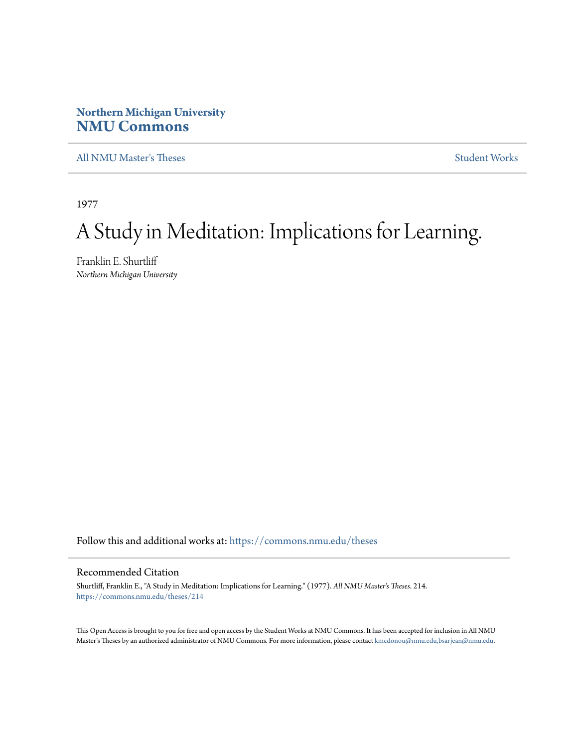**Northern Michigan University**
**NMU Commons**

All NMU Master's Theses | Student Works

1977

# A Study in Meditation: Implications for Learning.

Franklin E. Shurtliff
*Northern Michigan University*

Follow this and additional works at: https://commons.nmu.edu/theses

## Recommended Citation

Shurtliff, Franklin E., "A Study in Meditation: Implications for Learning." (1977). *All NMU Master's Theses*. 214.
https://commons.nmu.edu/theses/214

This Open Access is brought to you for free and open access by the Student Works at NMU Commons. It has been accepted for inclusion in All NMU Master's Theses by an authorized administrator of NMU Commons. For more information, please contact kmcdonou@nmu.edu,bsarjean@nmu.edu.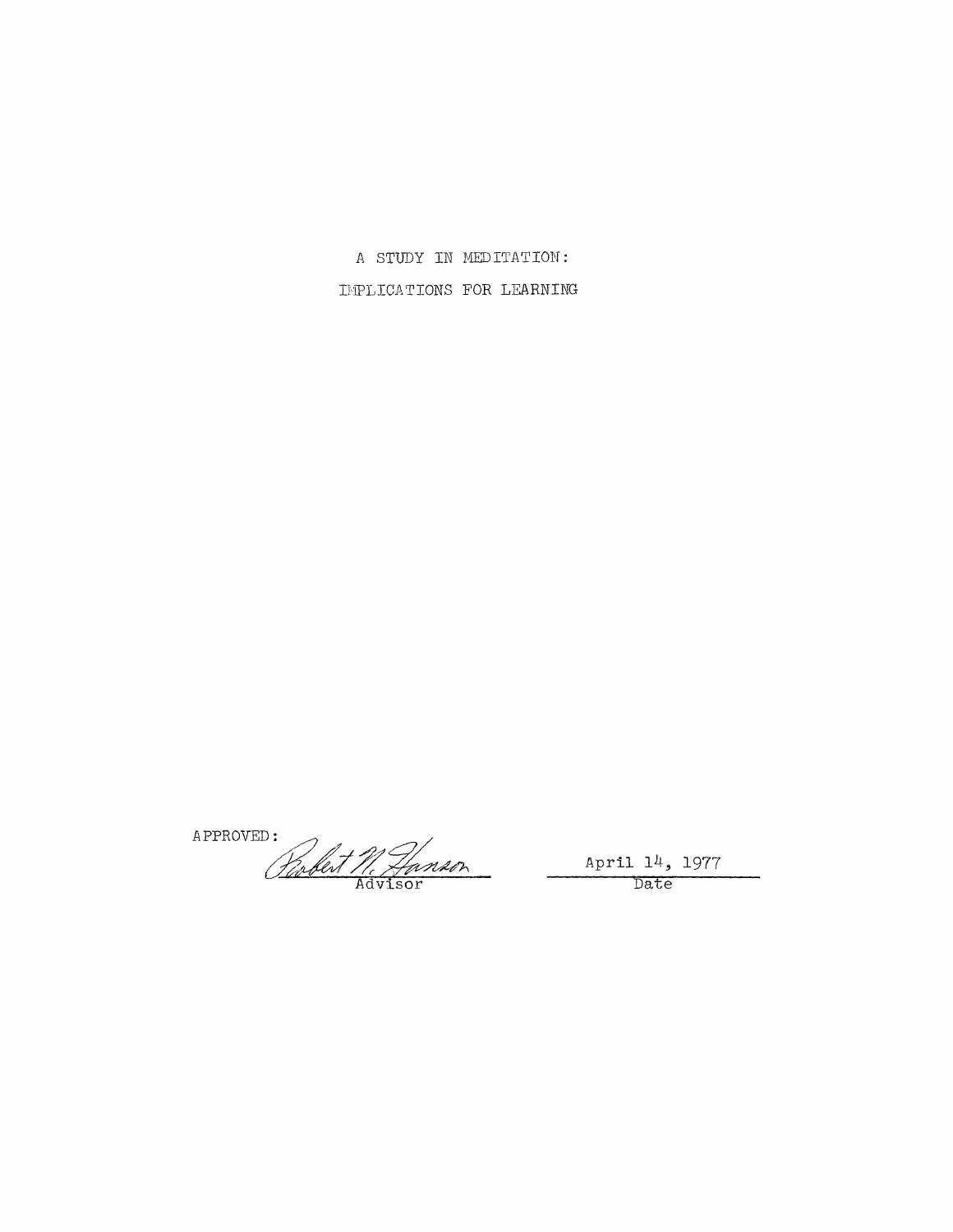A STUDY IN MEDITATION:

IMPLICATIONS FOR LEARNING

APPROVED: Robert N. Hanson
Advisor

April 14, 1977
Date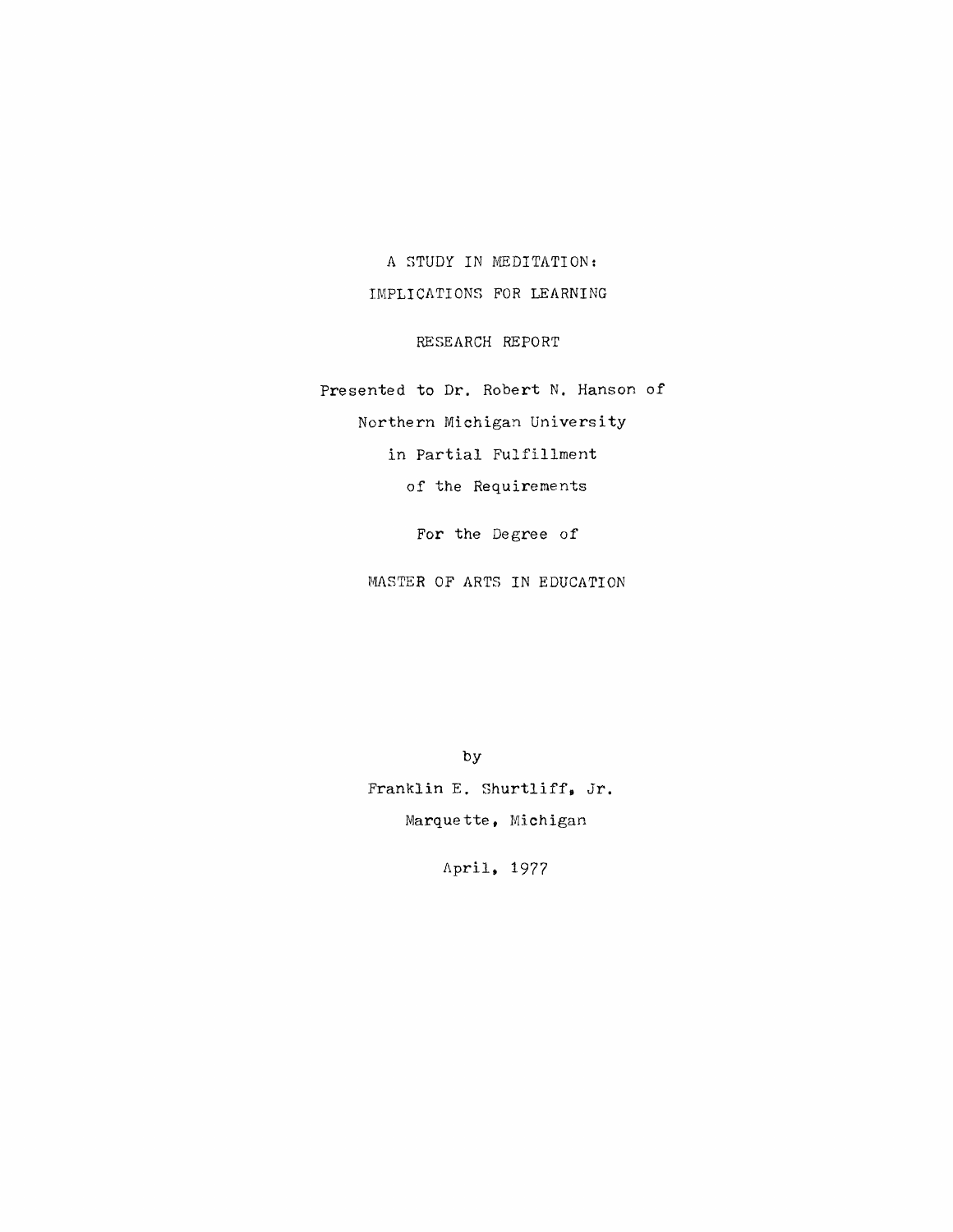# A STUDY IN MEDITATION:

# IMPLICATIONS FOR LEARNING

RESEARCH REPORT

Presented to Dr. Robert N. Hanson of

Northern Michigan University

in Partial Fulfillment

of the Requirements

For the Degree of

MASTER OF ARTS IN EDUCATION

by

Franklin E. Shurtliff, Jr.

Marquette, Michigan

April, 1977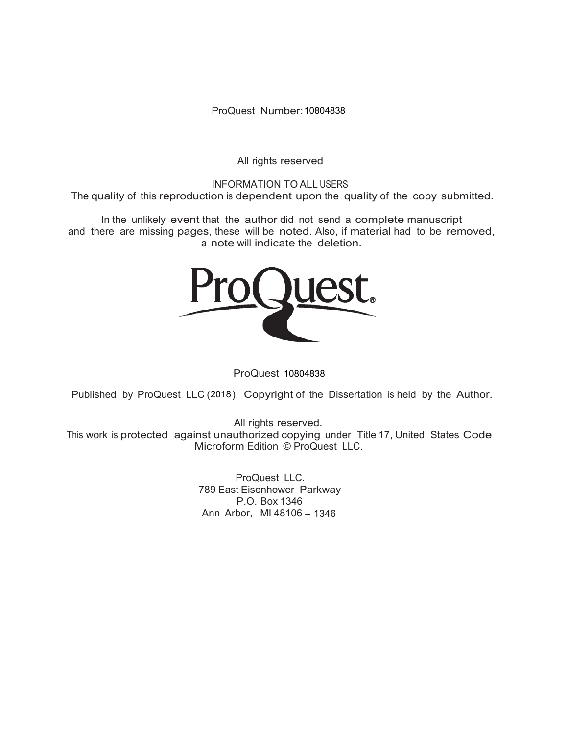ProQuest Number: 10804838

All rights reserved

INFORMATION TO ALL USERS
The quality of this reproduction is dependent upon the quality of the copy submitted.

In the unlikely event that the author did not send a complete manuscript and there are missing pages, these will be noted. Also, if material had to be removed, a note will indicate the deletion.

ProQuest.

ProQuest 10804838

Published by ProQuest LLC (2018). Copyright of the Dissertation is held by the Author.

All rights reserved.
This work is protected against unauthorized copying under Title 17, United States Code
Microform Edition © ProQuest LLC.

ProQuest LLC.
789 East Eisenhower Parkway
P.O. Box 1346
Ann Arbor, MI 48106 – 1346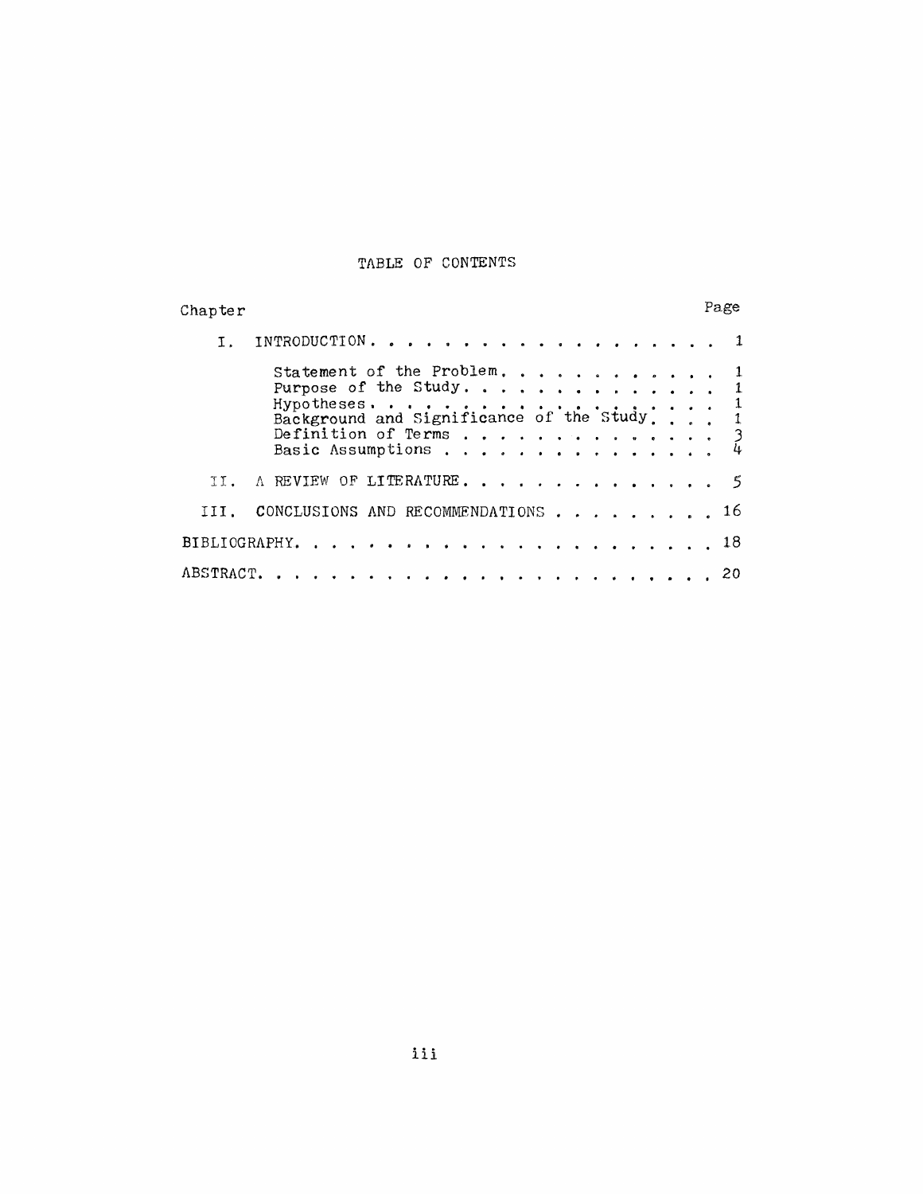# TABLE OF CONTENTS

| Chapter | | Page |
|---|---|---|
| I. | INTRODUCTION | 1 |
| | Statement of the Problem | 1 |
| | Purpose of the Study | 1 |
| | Hypotheses | 1 |
| | Background and Significance of the Study | 1 |
| | Definition of Terms | 3 |
| | Basic Assumptions | 4 |
| II. | A REVIEW OF LITERATURE | 5 |
| III. | CONCLUSIONS AND RECOMMENDATIONS | 16 |
| BIBLIOGRAPHY | | 18 |
| ABSTRACT | | 20 |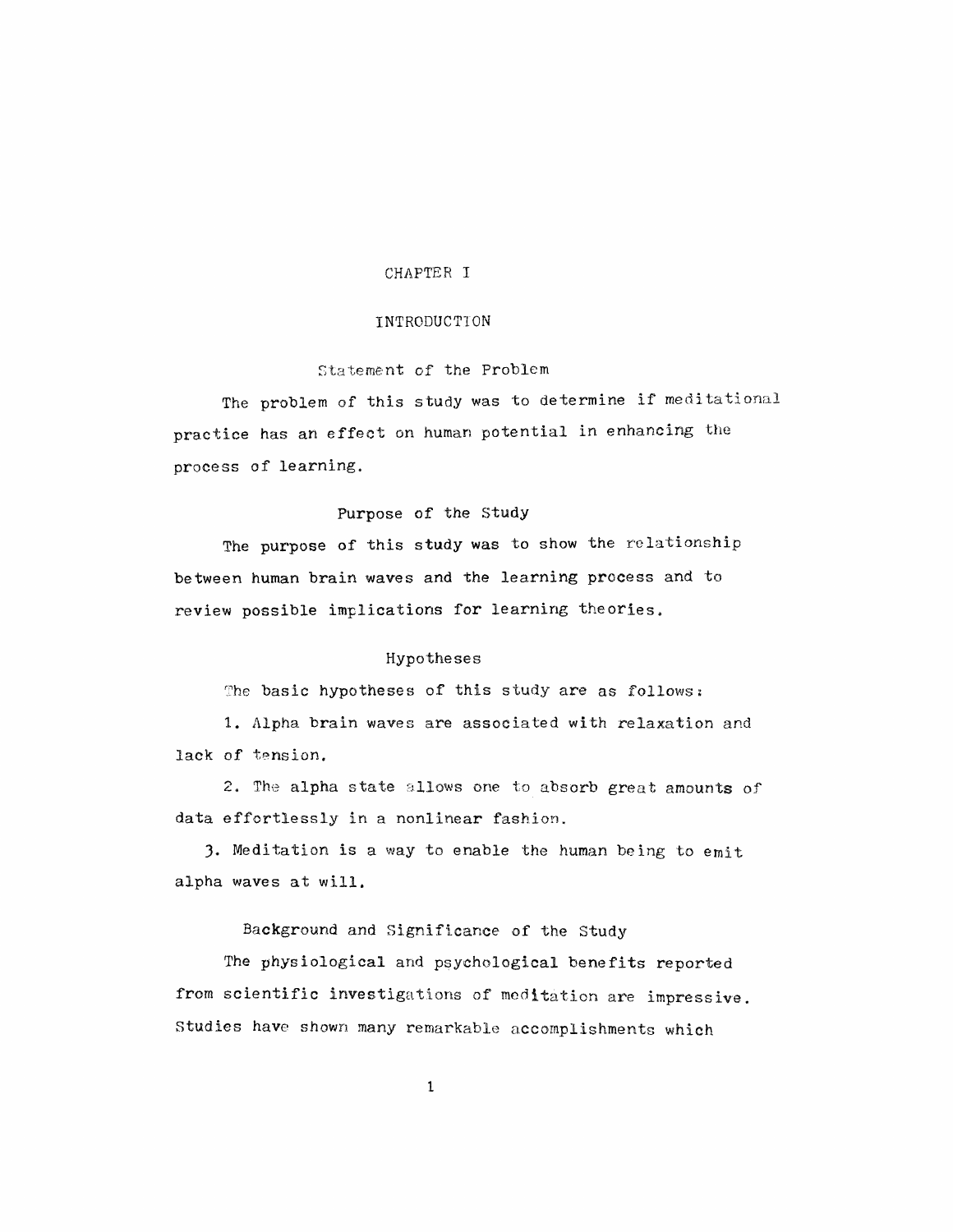# CHAPTER I

## INTRODUCTION

### Statement of the Problem

The problem of this study was to determine if meditational practice has an effect on human potential in enhancing the process of learning.

### Purpose of the Study

The purpose of this study was to show the relationship between human brain waves and the learning process and to review possible implications for learning theories.

### Hypotheses

The basic hypotheses of this study are as follows:

1. Alpha brain waves are associated with relaxation and lack of tension.

2. The alpha state allows one to absorb great amounts of data effortlessly in a nonlinear fashion.

3. Meditation is a way to enable the human being to emit alpha waves at will.

### Background and Significance of the Study

The physiological and psychological benefits reported from scientific investigations of meditation are impressive. Studies have shown many remarkable accomplishments which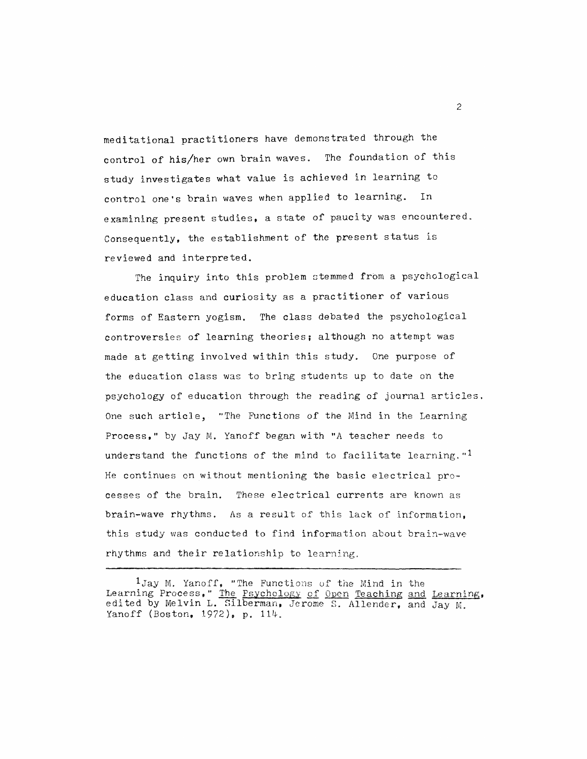meditational practitioners have demonstrated through the control of his/her own brain waves. The foundation of this study investigates what value is achieved in learning to control one's brain waves when applied to learning. In examining present studies, a state of paucity was encountered. Consequently, the establishment of the present status is reviewed and interpreted.

The inquiry into this problem stemmed from a psychological education class and curiosity as a practitioner of various forms of Eastern yogism. The class debated the psychological controversies of learning theories; although no attempt was made at getting involved within this study. One purpose of the education class was to bring students up to date on the psychology of education through the reading of journal articles. One such article, "The Functions of the Mind in the Learning Process," by Jay M. Yanoff began with "A teacher needs to understand the functions of the mind to facilitate learning."[1] He continues on without mentioning the basic electrical processes of the brain. These electrical currents are known as brain-wave rhythms. As a result of this lack of information, this study was conducted to find information about brain-wave rhythms and their relationship to learning.

---

[1]Jay M. Yanoff, "The Functions of the Mind in the Learning Process," The Psychology of Open Teaching and Learning, edited by Melvin L. Silberman, Jerome S. Allender, and Jay M. Yanoff (Boston, 1972), p. 114.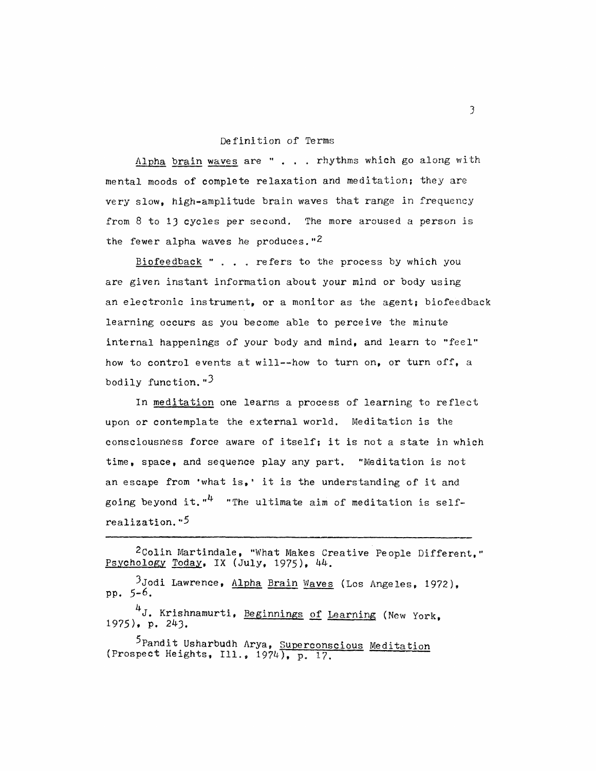## Definition of Terms

Alpha brain waves are " . . . rhythms which go along with mental moods of complete relaxation and meditation; they are very slow, high-amplitude brain waves that range in frequency from 8 to 13 cycles per second. The more aroused a person is the fewer alpha waves he produces."[2]

Biofeedback " . . . refers to the process by which you are given instant information about your mind or body using an electronic instrument, or a monitor as the agent; biofeedback learning occurs as you become able to perceive the minute internal happenings of your body and mind, and learn to "feel" how to control events at will--how to turn on, or turn off, a bodily function."[3]

In meditation one learns a process of learning to reflect upon or contemplate the external world. Meditation is the consciousness force aware of itself; it is not a state in which time, space, and sequence play any part. "Meditation is not an escape from 'what is,' it is the understanding of it and going beyond it."[4] "The ultimate aim of meditation is self-realization."[5]

---

[2]Colin Martindale, "What Makes Creative People Different," Psychology Today, IX (July, 1975), 44.

[3]Jodi Lawrence, Alpha Brain Waves (Los Angeles, 1972), pp. 5-6.

[4]J. Krishnamurti, Beginnings of Learning (New York, 1975), p. 243.

[5]Pandit Usharbudh Arya, Superconscious Meditation (Prospect Heights, Ill., 1974), p. 17.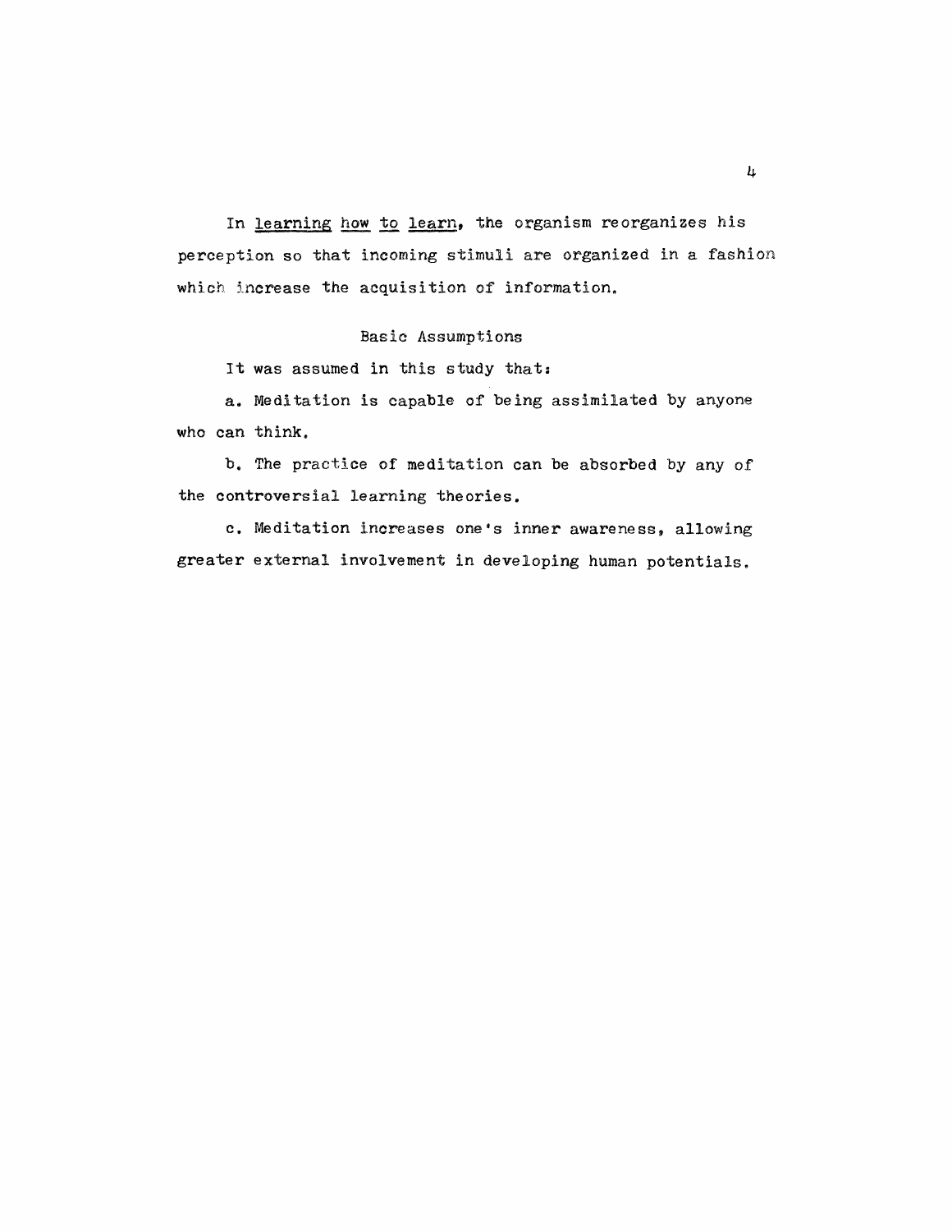In *learning how to learn*, the organism reorganizes his perception so that incoming stimuli are organized in a fashion which increase the acquisition of information.

## Basic Assumptions

It was assumed in this study that:

a. Meditation is capable of being assimilated by anyone who can think.

b. The practice of meditation can be absorbed by any of the controversial learning theories.

c. Meditation increases one's inner awareness, allowing greater external involvement in developing human potentials.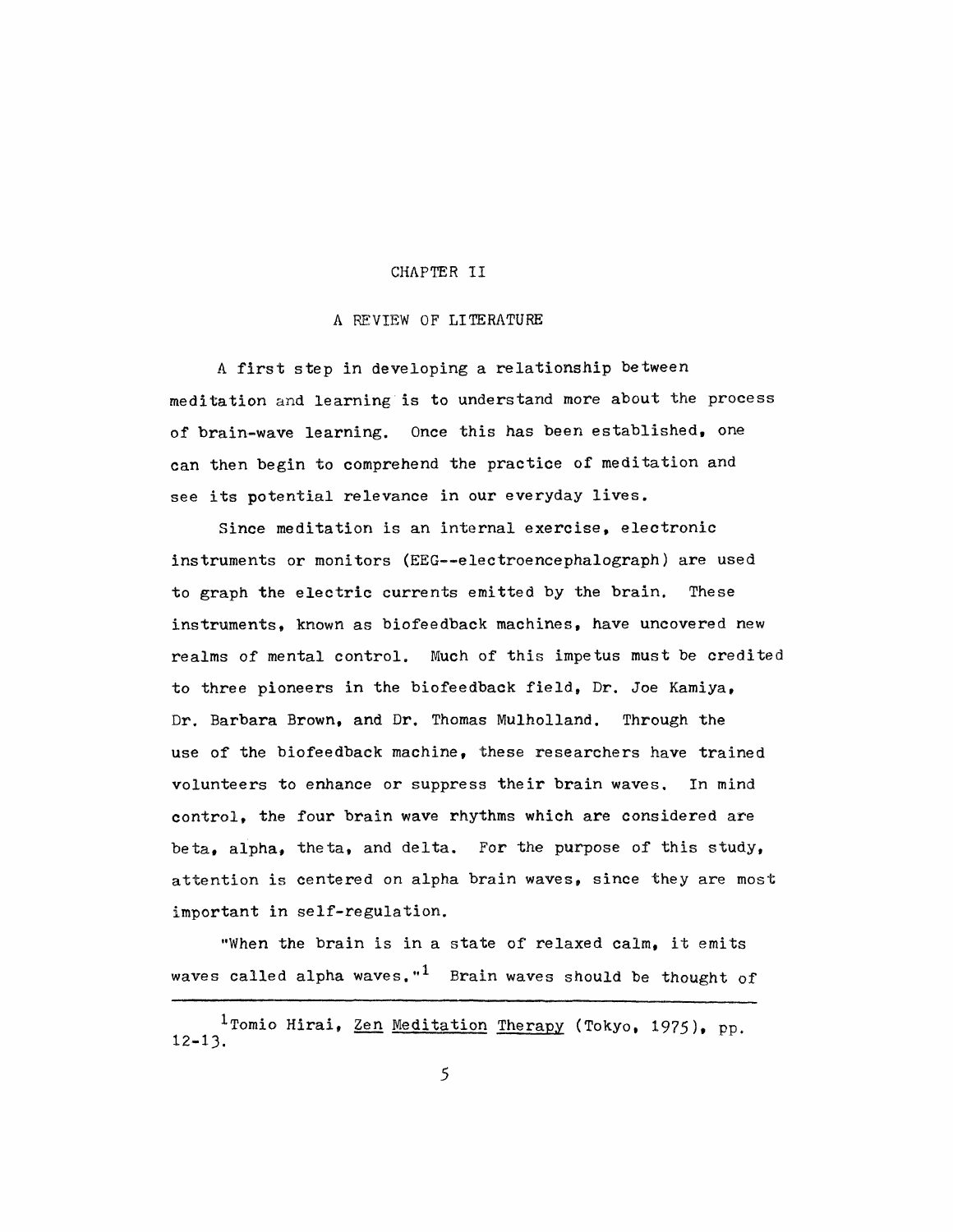# CHAPTER II

## A REVIEW OF LITERATURE

A first step in developing a relationship between meditation and learning is to understand more about the process of brain-wave learning. Once this has been established, one can then begin to comprehend the practice of meditation and see its potential relevance in our everyday lives.

Since meditation is an internal exercise, electronic instruments or monitors (EEG--electroencephalograph) are used to graph the electric currents emitted by the brain. These instruments, known as biofeedback machines, have uncovered new realms of mental control. Much of this impetus must be credited to three pioneers in the biofeedback field, Dr. Joe Kamiya, Dr. Barbara Brown, and Dr. Thomas Mulholland. Through the use of the biofeedback machine, these researchers have trained volunteers to enhance or suppress their brain waves. In mind control, the four brain wave rhythms which are considered are beta, alpha, theta, and delta. For the purpose of this study, attention is centered on alpha brain waves, since they are most important in self-regulation.

"When the brain is in a state of relaxed calm, it emits waves called alpha waves."[1] Brain waves should be thought of

---

[1] Tomio Hirai, Zen Meditation Therapy (Tokyo, 1975), pp. 12-13.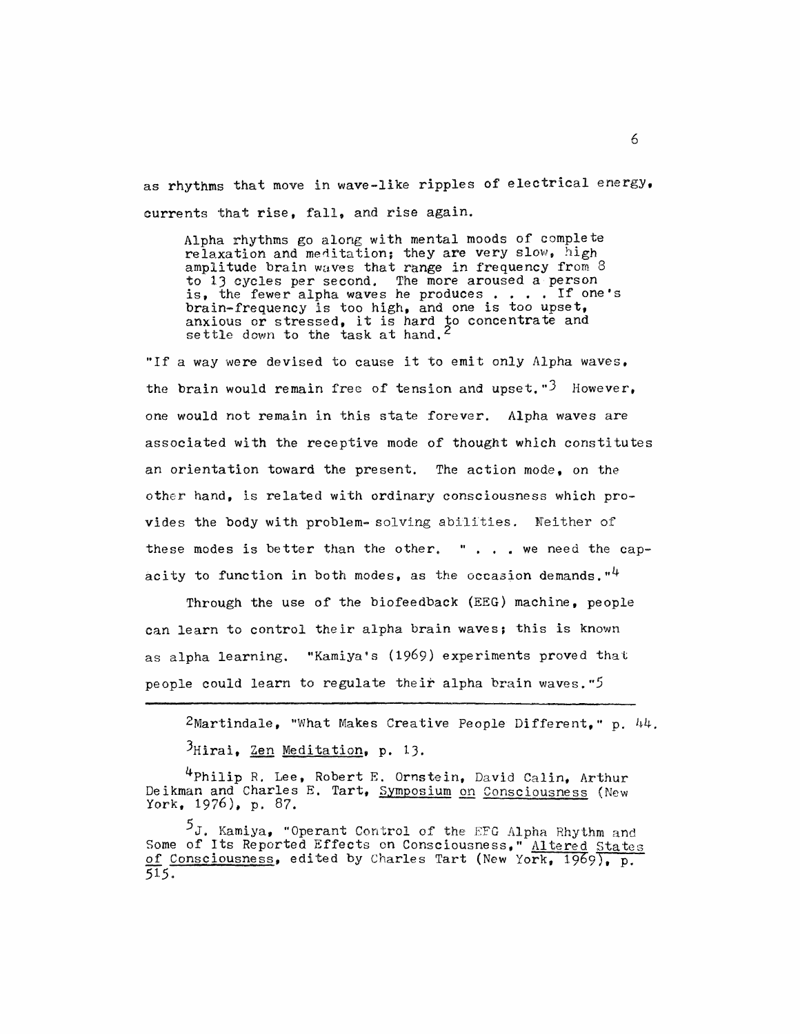as rhythms that move in wave-like ripples of electrical energy, currents that rise, fall, and rise again.

> Alpha rhythms go along with mental moods of complete relaxation and meditation; they are very slow, high amplitude brain waves that range in frequency from 8 to 13 cycles per second. The more aroused a person is, the fewer alpha waves he produces . . . . If one's brain-frequency is too high, and one is too upset, anxious or stressed, it is hard to concentrate and settle down to the task at hand.[2]

"If a way were devised to cause it to emit only Alpha waves, the brain would remain free of tension and upset."[3] However, one would not remain in this state forever. Alpha waves are associated with the receptive mode of thought which constitutes an orientation toward the present. The action mode, on the other hand, is related with ordinary consciousness which provides the body with problem- solving abilities. Neither of these modes is better than the other. " . . . we need the capacity to function in both modes, as the occasion demands."[4]

Through the use of the biofeedback (EEG) machine, people can learn to control their alpha brain waves; this is known as alpha learning. "Kamiya's (1969) experiments proved that people could learn to regulate their alpha brain waves."[5]

---

[2]Martindale, "What Makes Creative People Different," p. 44.

[3]Hirai, Zen Meditation, p. 13.

[4]Philip R. Lee, Robert E. Ornstein, David Calin, Arthur Deikman and Charles E. Tart, Symposium on Consciousness (New York, 1976), p. 87.

[5]J. Kamiya, "Operant Control of the EEG Alpha Rhythm and Some of Its Reported Effects on Consciousness," Altered States of Consciousness, edited by Charles Tart (New York, 1969), p. 515.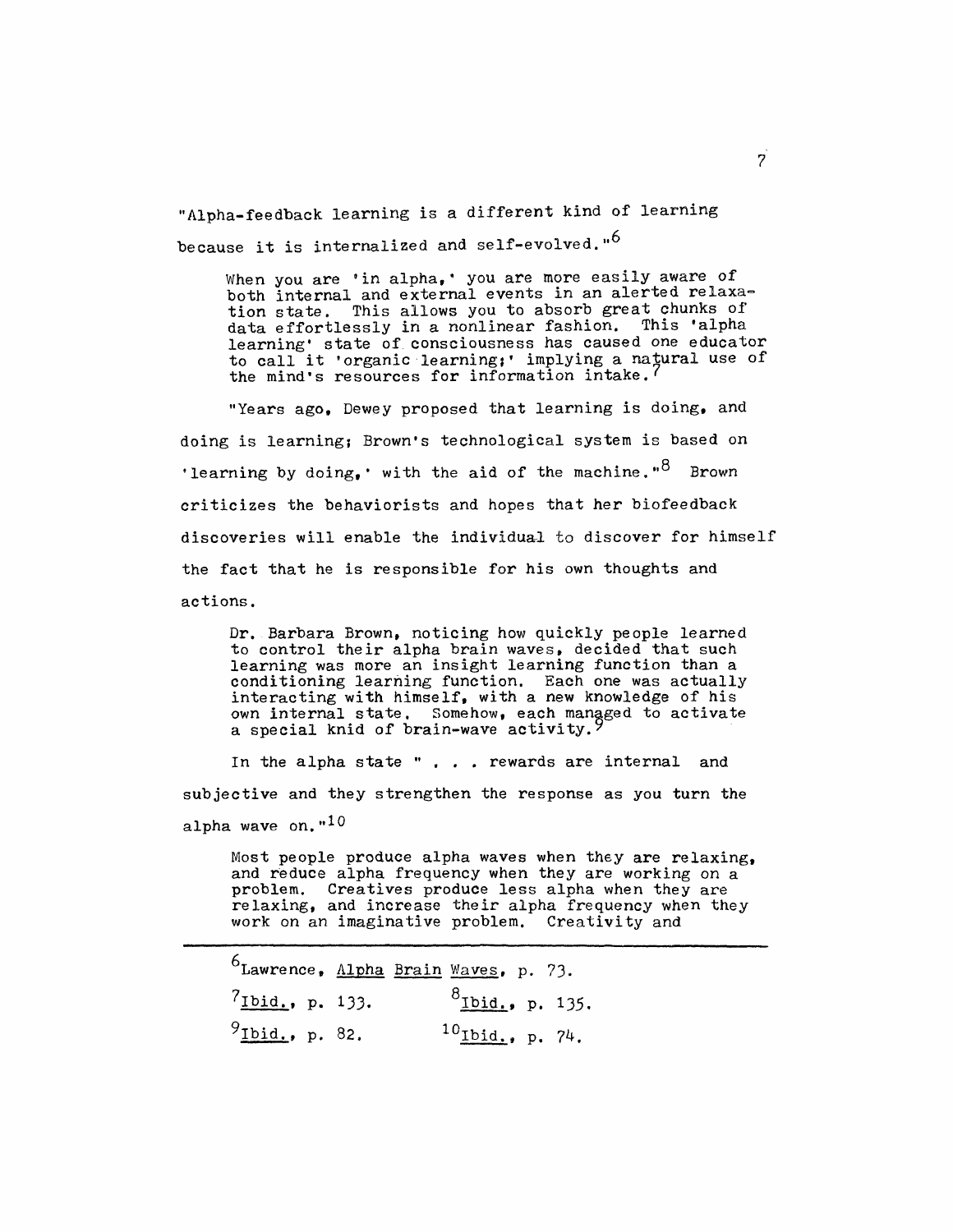"Alpha-feedback learning is a different kind of learning because it is internalized and self-evolved."[6]

> When you are 'in alpha,' you are more easily aware of both internal and external events in an alerted relaxation state. This allows you to absorb great chunks of data effortlessly in a nonlinear fashion. This 'alpha learning' state of consciousness has caused one educator to call it 'organic learning;' implying a natural use of the mind's resources for information intake.[7]

"Years ago, Dewey proposed that learning is doing, and doing is learning; Brown's technological system is based on 'learning by doing,' with the aid of the machine."[8] Brown criticizes the behaviorists and hopes that her biofeedback discoveries will enable the individual to discover for himself the fact that he is responsible for his own thoughts and actions.

> Dr. Barbara Brown, noticing how quickly people learned to control their alpha brain waves, decided that such learning was more an insight learning function than a conditioning learning function. Each one was actually interacting with himself, with a new knowledge of his own internal state. Somehow, each managed to activate a special knid of brain-wave activity.[9]

In the alpha state " . . . rewards are internal and subjective and they strengthen the response as you turn the alpha wave on."[10]

> Most people produce alpha waves when they are relaxing, and reduce alpha frequency when they are working on a problem. Creatives produce less alpha when they are relaxing, and increase their alpha frequency when they work on an imaginative problem. Creativity and

---

[6] Lawrence, Alpha Brain Waves, p. 73.

[7] Ibid., p. 133.

[8] Ibid., p. 135.

[9] Ibid., p. 82.

[10] Ibid., p. 74.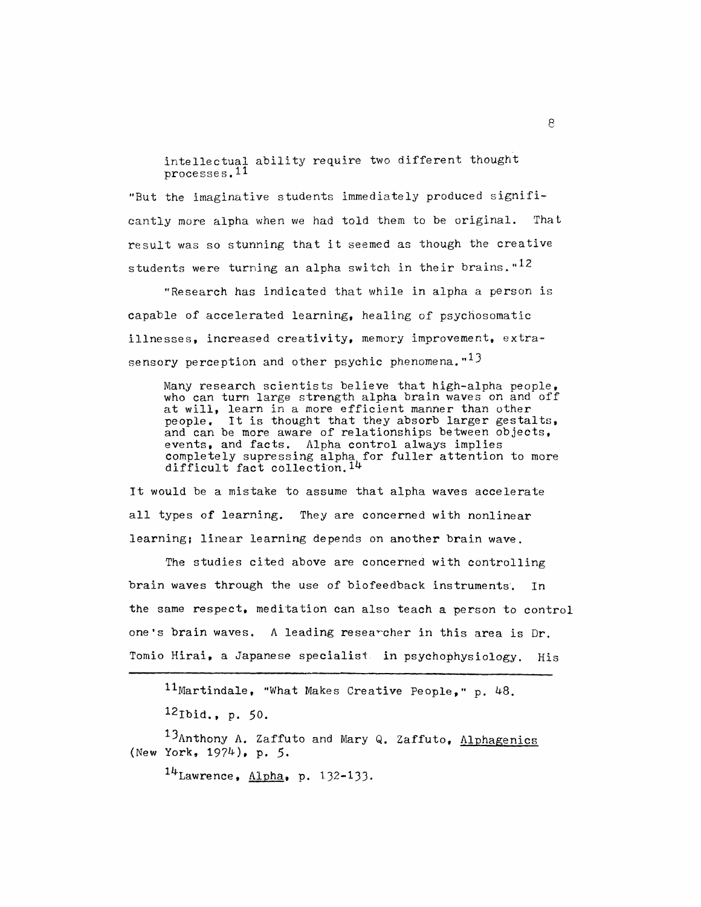> intellectual ability require two different thought processes.[11]

"But the imaginative students immediately produced significantly more alpha when we had told them to be original. That result was so stunning that it seemed as though the creative students were turning an alpha switch in their brains."[12]

"Research has indicated that while in alpha a person is capable of accelerated learning, healing of psychosomatic illnesses, increased creativity, memory improvement, extrasensory perception and other psychic phenomena."[13]

> Many research scientists believe that high-alpha people, who can turn large strength alpha brain waves on and off at will, learn in a more efficient manner than other people. It is thought that they absorb larger gestalts, and can be more aware of relationships between objects, events, and facts. Alpha control always implies completely supressing alpha for fuller attention to more difficult fact collection.[14]

It would be a mistake to assume that alpha waves accelerate all types of learning. They are concerned with nonlinear learning; linear learning depends on another brain wave.

The studies cited above are concerned with controlling brain waves through the use of biofeedback instruments. In the same respect, meditation can also teach a person to control one's brain waves. A leading researcher in this area is Dr. Tomio Hirai, a Japanese specialist in psychophysiology. His

---

[11] Martindale, "What Makes Creative People," p. 48.

[12] Ibid., p. 50.

[13] Anthony A. Zaffuto and Mary Q. Zaffuto, Alphagenics (New York, 1974), p. 5.

[14] Lawrence, Alpha, p. 132-133.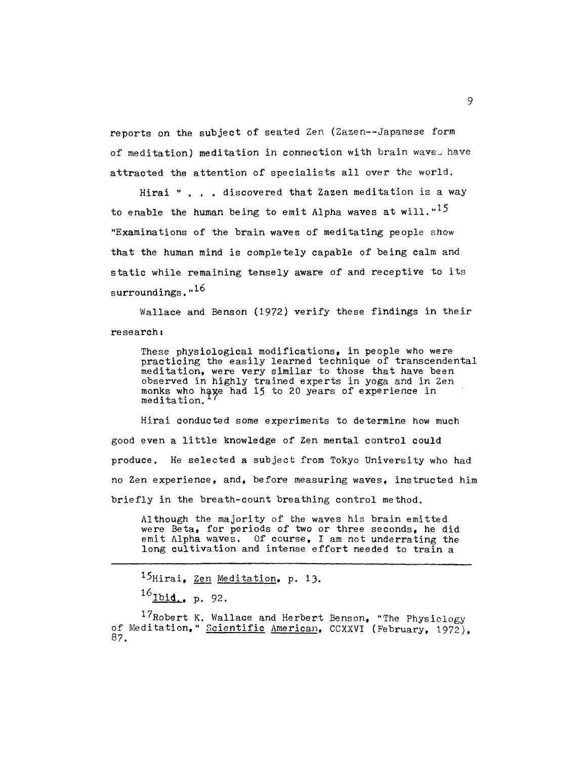reports on the subject of seated Zen (Zazen--Japanese form of meditation) meditation in connection with brain waves have attracted the attention of specialists all over the world.

Hirai " . . . discovered that Zazen meditation is a way to enable the human being to emit Alpha waves at will."[15] "Examinations of the brain waves of meditating people show that the human mind is completely capable of being calm and static while remaining tensely aware of and receptive to its surroundings."[16]

Wallace and Benson (1972) verify these findings in their research:

> These physiological modifications, in people who were practicing the easily learned technique of transcendental meditation, were very similar to those that have been observed in highly trained experts in yoga and in Zen monks who have had 15 to 20 years of experience in meditation.[17]

Hirai conducted some experiments to determine how much good even a little knowledge of Zen mental control could produce. He selected a subject from Tokyo University who had no Zen experience, and, before measuring waves, instructed him briefly in the breath-count breathing control method.

> Although the majority of the waves his brain emitted were Beta, for periods of two or three seconds, he did emit Alpha waves. Of course, I am not underrating the long cultivation and intense effort needed to train a

---

[15]Hirai, Zen Meditation, p. 13.

[16]Ibid., p. 92.

[17]Robert K. Wallace and Herbert Benson, "The Physiology of Meditation," Scientific American, CCXXVI (February, 1972), 87.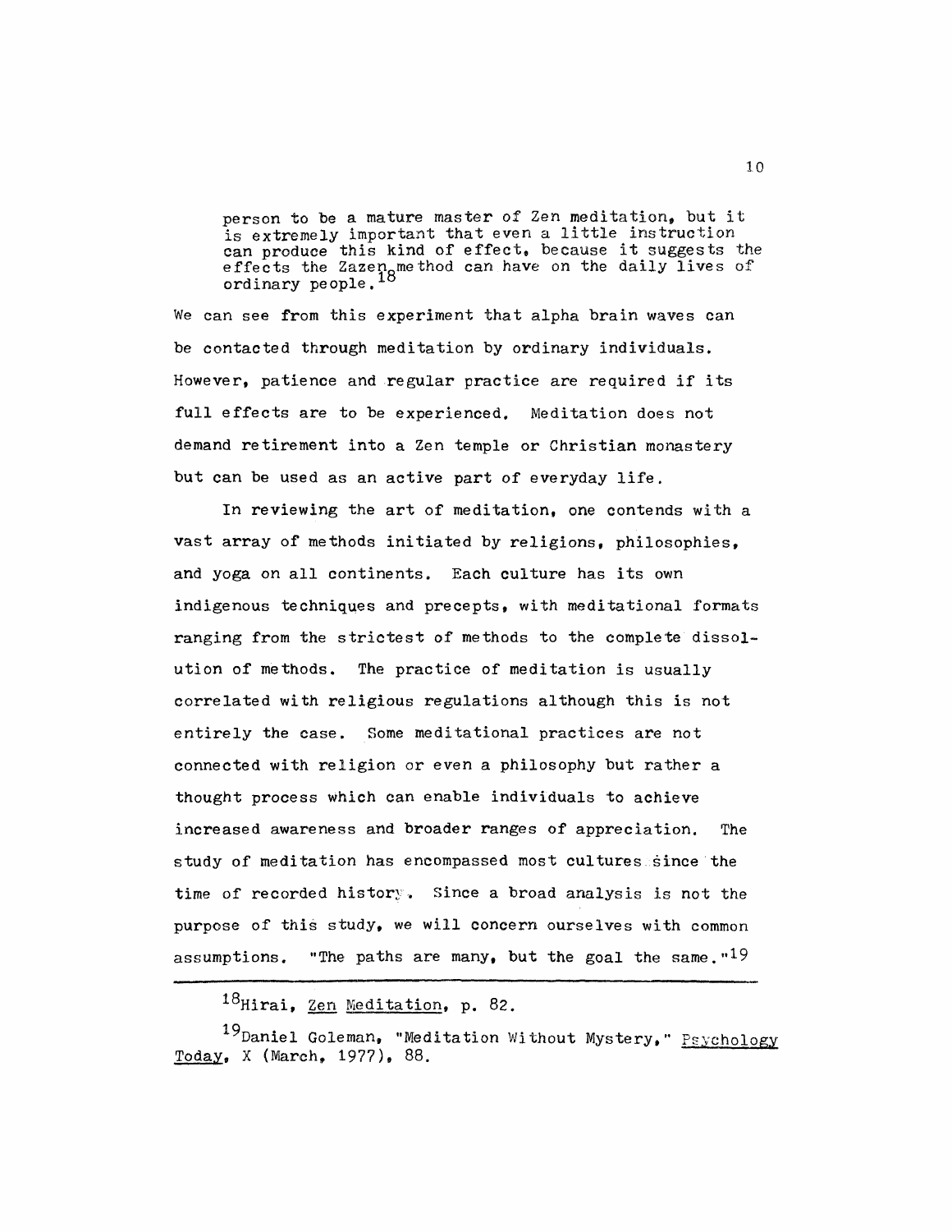> person to be a mature master of Zen meditation, but it is extremely important that even a little instruction can produce this kind of effect, because it suggests the effects the Zazen method can have on the daily lives of ordinary people.[18]

We can see from this experiment that alpha brain waves can be contacted through meditation by ordinary individuals. However, patience and regular practice are required if its full effects are to be experienced. Meditation does not demand retirement into a Zen temple or Christian monastery but can be used as an active part of everyday life.

In reviewing the art of meditation, one contends with a vast array of methods initiated by religions, philosophies, and yoga on all continents. Each culture has its own indigenous techniques and precepts, with meditational formats ranging from the strictest of methods to the complete dissolution of methods. The practice of meditation is usually correlated with religious regulations although this is not entirely the case. Some meditational practices are not connected with religion or even a philosophy but rather a thought process which can enable individuals to achieve increased awareness and broader ranges of appreciation. The study of meditation has encompassed most cultures since the time of recorded history. Since a broad analysis is not the purpose of this study, we will concern ourselves with common assumptions. "The paths are many, but the goal the same."[19]

---

[18]Hirai, Zen Meditation, p. 82.

[19]Daniel Goleman, "Meditation Without Mystery," Psychology Today, X (March, 1977), 88.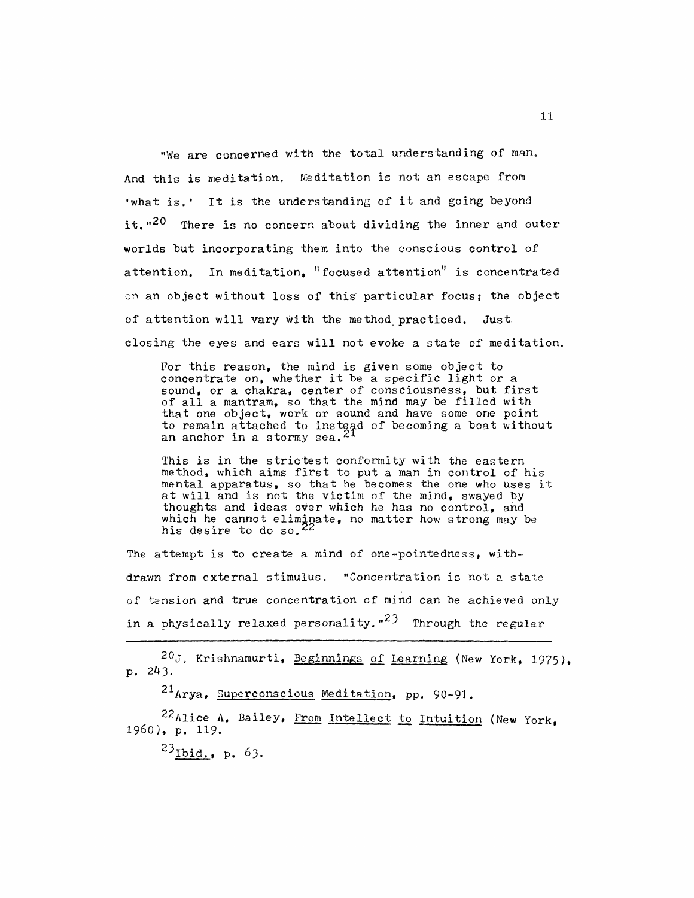"We are concerned with the total understanding of man. And this is meditation. Meditation is not an escape from 'what is.' It is the understanding of it and going beyond it."[20] There is no concern about dividing the inner and outer worlds but incorporating them into the conscious control of attention. In meditation, "focused attention" is concentrated on an object without loss of this particular focus; the object of attention will vary with the method practiced. Just closing the eyes and ears will not evoke a state of meditation.

> For this reason, the mind is given some object to concentrate on, whether it be a specific light or a sound, or a chakra, center of consciousness, but first of all a mantram, so that the mind may be filled with that one object, work or sound and have some one point to remain attached to instead of becoming a boat without an anchor in a stormy sea.[21]

> This is in the strictest conformity with the eastern method, which aims first to put a man in control of his mental apparatus, so that he becomes the one who uses it at will and is not the victim of the mind, swayed by thoughts and ideas over which he has no control, and which he cannot eliminate, no matter how strong may be his desire to do so.[22]

The attempt is to create a mind of one-pointedness, withdrawn from external stimulus. "Concentration is not a state of tension and true concentration of mind can be achieved only in a physically relaxed personality."[23] Through the regular

---

[20] J. Krishnamurti, Beginnings of Learning (New York, 1975), p. 243.

[21] Arya, Superconscious Meditation, pp. 90-91.

[22] Alice A. Bailey, From Intellect to Intuition (New York, 1960), p. 119.

[23] Ibid., p. 63.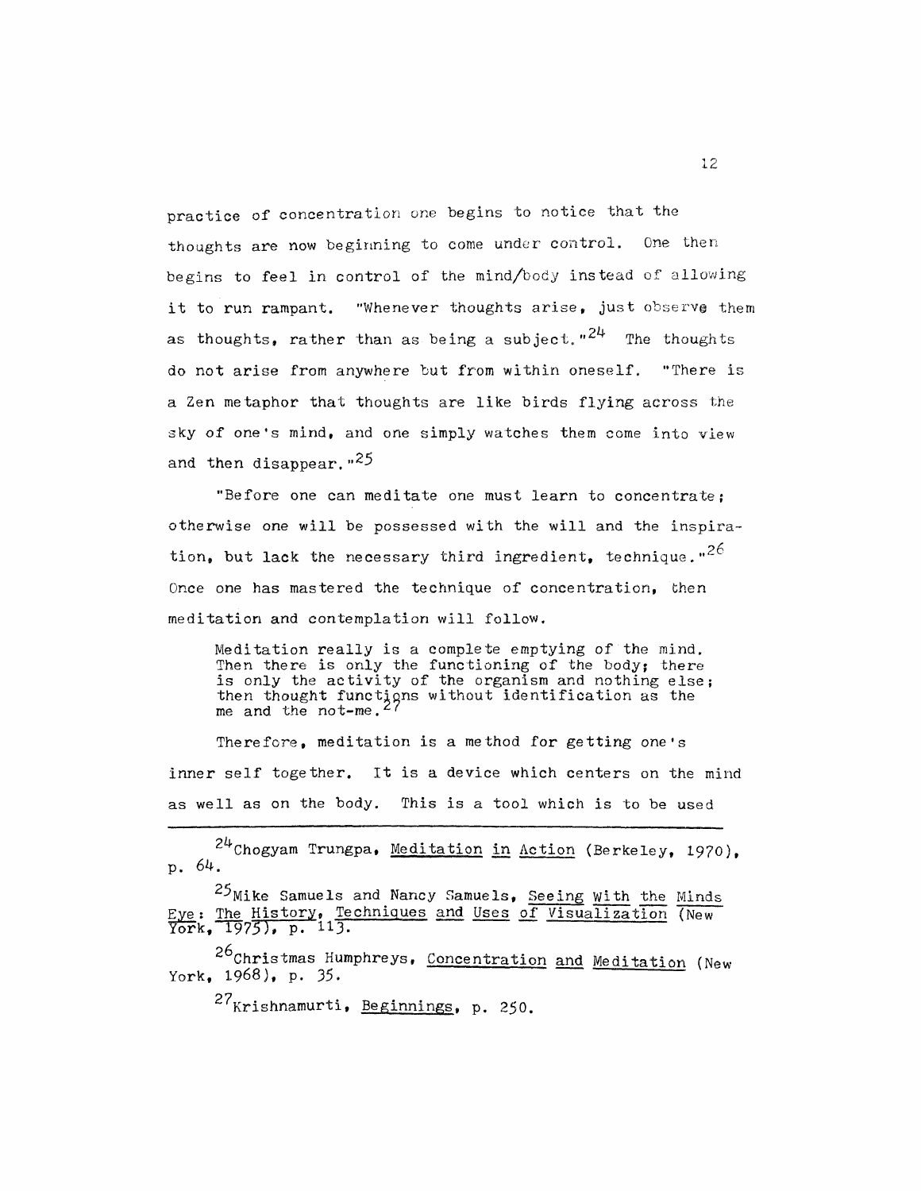practice of concentration one begins to notice that the thoughts are now beginning to come under control. One then begins to feel in control of the mind/body instead of allowing it to run rampant. "Whenever thoughts arise, just observe them as thoughts, rather than as being a subject."[24] The thoughts do not arise from anywhere but from within oneself. "There is a Zen metaphor that thoughts are like birds flying across the sky of one's mind, and one simply watches them come into view and then disappear."[25]

"Before one can meditate one must learn to concentrate; otherwise one will be possessed with the will and the inspiration, but lack the necessary third ingredient, technique."[26] Once one has mastered the technique of concentration, then meditation and contemplation will follow.

> Meditation really is a complete emptying of the mind. Then there is only the functioning of the body; there is only the activity of the organism and nothing else; then thought functions without identification as the me and the not-me.[27]

Therefore, meditation is a method for getting one's inner self together. It is a device which centers on the mind as well as on the body. This is a tool which is to be used

---

[24] Chogyam Trungpa, Meditation in Action (Berkeley, 1970), p. 64.

[25] Mike Samuels and Nancy Samuels, Seeing With the Minds Eye: The History, Techniques and Uses of Visualization (New York, 1975), p. 113.

[26] Christmas Humphreys, Concentration and Meditation (New York, 1968), p. 35.

[27] Krishnamurti, Beginnings, p. 250.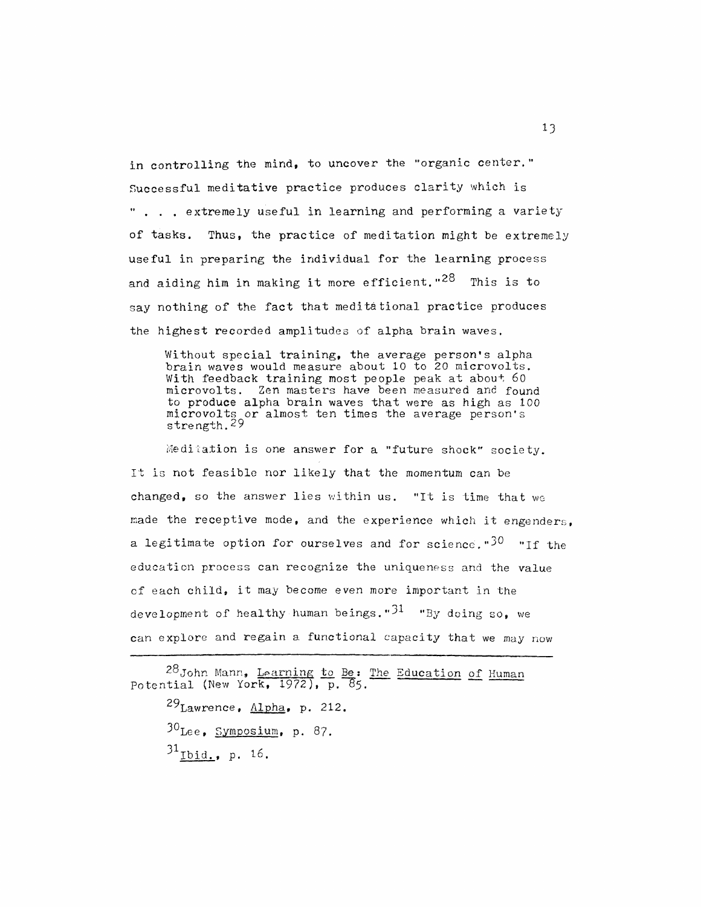in controlling the mind, to uncover the "organic center." Successful meditative practice produces clarity which is " . . . extremely useful in learning and performing a variety of tasks. Thus, the practice of meditation might be extremely useful in preparing the individual for the learning process and aiding him in making it more efficient."[28] This is to say nothing of the fact that meditational practice produces the highest recorded amplitudes of alpha brain waves.

> Without special training, the average person's alpha brain waves would measure about 10 to 20 microvolts. With feedback training most people peak at about 60 microvolts. Zen masters have been measured and found to produce alpha brain waves that were as high as 100 microvolts or almost ten times the average person's strength.[29]

Meditation is one answer for a "future shock" society. It is not feasible nor likely that the momentum can be changed, so the answer lies within us. "It is time that we made the receptive mode, and the experience which it engenders, a legitimate option for ourselves and for science."[30] "If the education process can recognize the uniqueness and the value of each child, it may become even more important in the development of healthy human beings."[31] "By doing so, we can explore and regain a functional capacity that we may now

---

[28] John Mann, Learning to Be: The Education of Human Potential (New York, 1972), p. 85.

[29] Lawrence, Alpha, p. 212.

[30] Lee, Symposium, p. 87.

[31] Ibid., p. 16.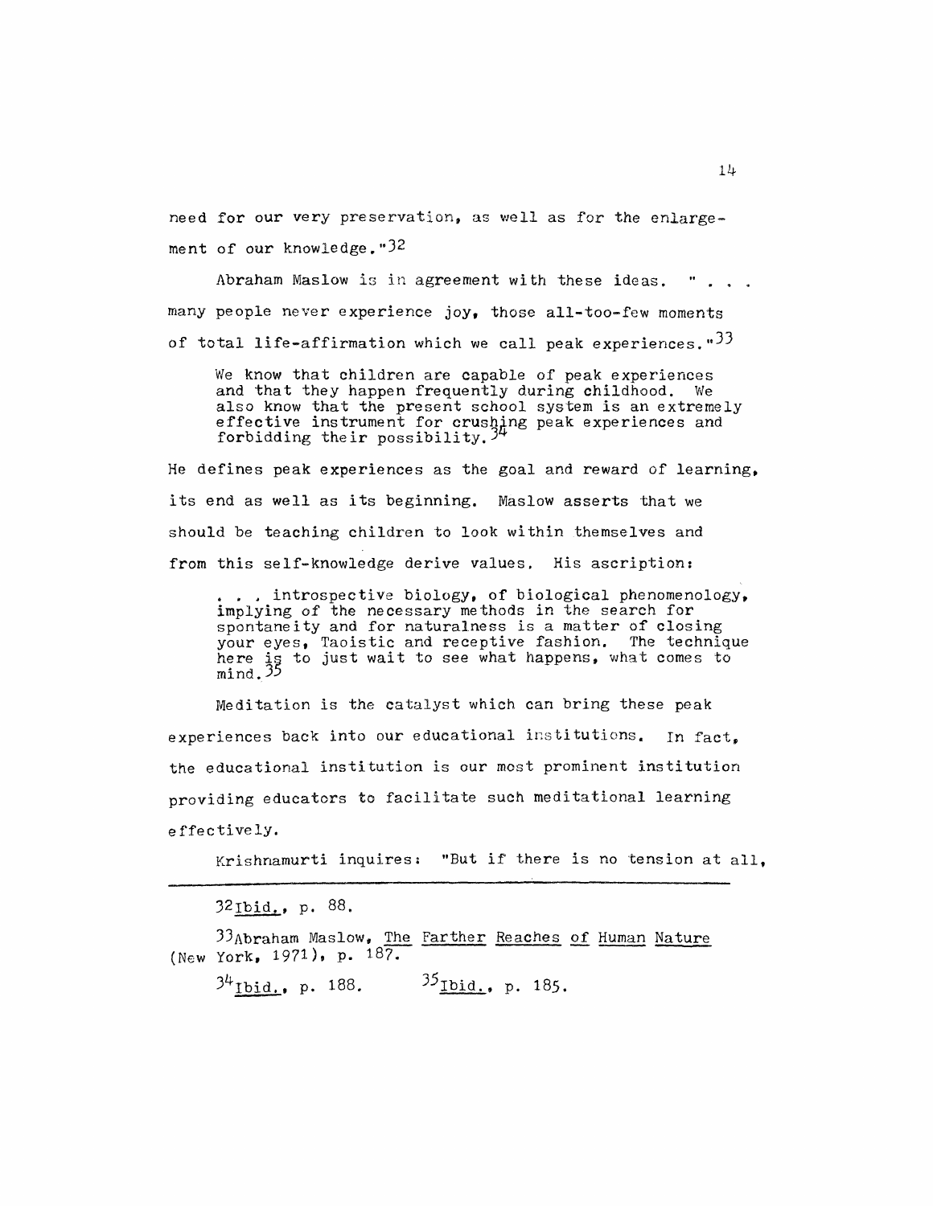need for our very preservation, as well as for the enlargement of our knowledge."[32]

Abraham Maslow is in agreement with these ideas. ". . . many people never experience joy, those all-too-few moments of total life-affirmation which we call peak experiences."[33]

> We know that children are capable of peak experiences and that they happen frequently during childhood. We also know that the present school system is an extremely effective instrument for crushing peak experiences and forbidding their possibility.[34]

He defines peak experiences as the goal and reward of learning, its end as well as its beginning. Maslow asserts that we should be teaching children to look within themselves and from this self-knowledge derive values. His ascription:

> . . . introspective biology, of biological phenomenology, implying of the necessary methods in the search for spontaneity and for naturalness is a matter of closing your eyes, Taoistic and receptive fashion. The technique here is to just wait to see what happens, what comes to mind.[35]

Meditation is the catalyst which can bring these peak experiences back into our educational institutions. In fact, the educational institution is our most prominent institution providing educators to facilitate such meditational learning effectively.

Krishnamurti inquires: "But if there is no tension at all,

---

[32] Ibid., p. 88.

[33] Abraham Maslow, The Farther Reaches of Human Nature (New York, 1971), p. 187.

[34] Ibid., p. 188. [35] Ibid., p. 185.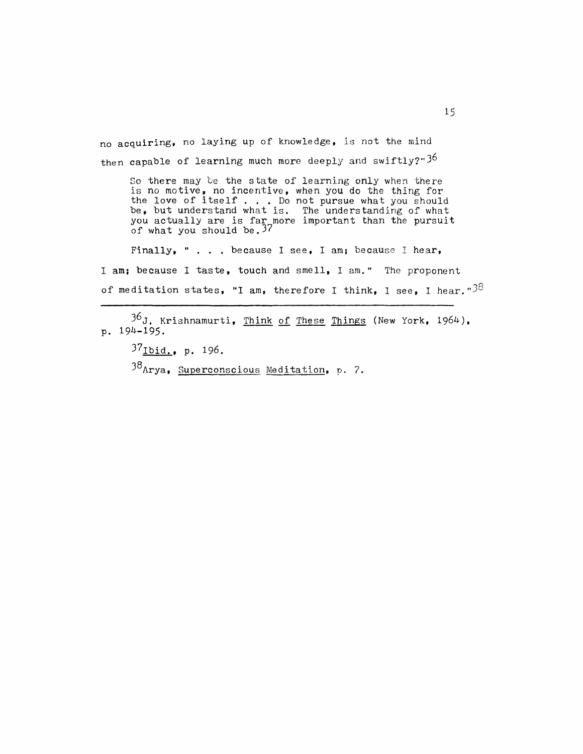no acquiring, no laying up of knowledge, is not the mind then capable of learning much more deeply and swiftly?"[36]

> So there may be the state of learning only when there is no motive, no incentive, when you do the thing for the love of itself . . . Do not pursue what you should be, but understand what is. The understanding of what you actually are is far more important than the pursuit of what you should be.[37]

Finally, " . . . because I see, I am; because I hear, I am; because I taste, touch and smell, I am." The proponent of meditation states, "I am, therefore I think, I see, I hear."[38]

---

[36] J. Krishnamurti, Think of These Things (New York, 1964), p. 194-195.

[37] Ibid., p. 196.

[38] Arya, Superconscious Meditation, p. 7.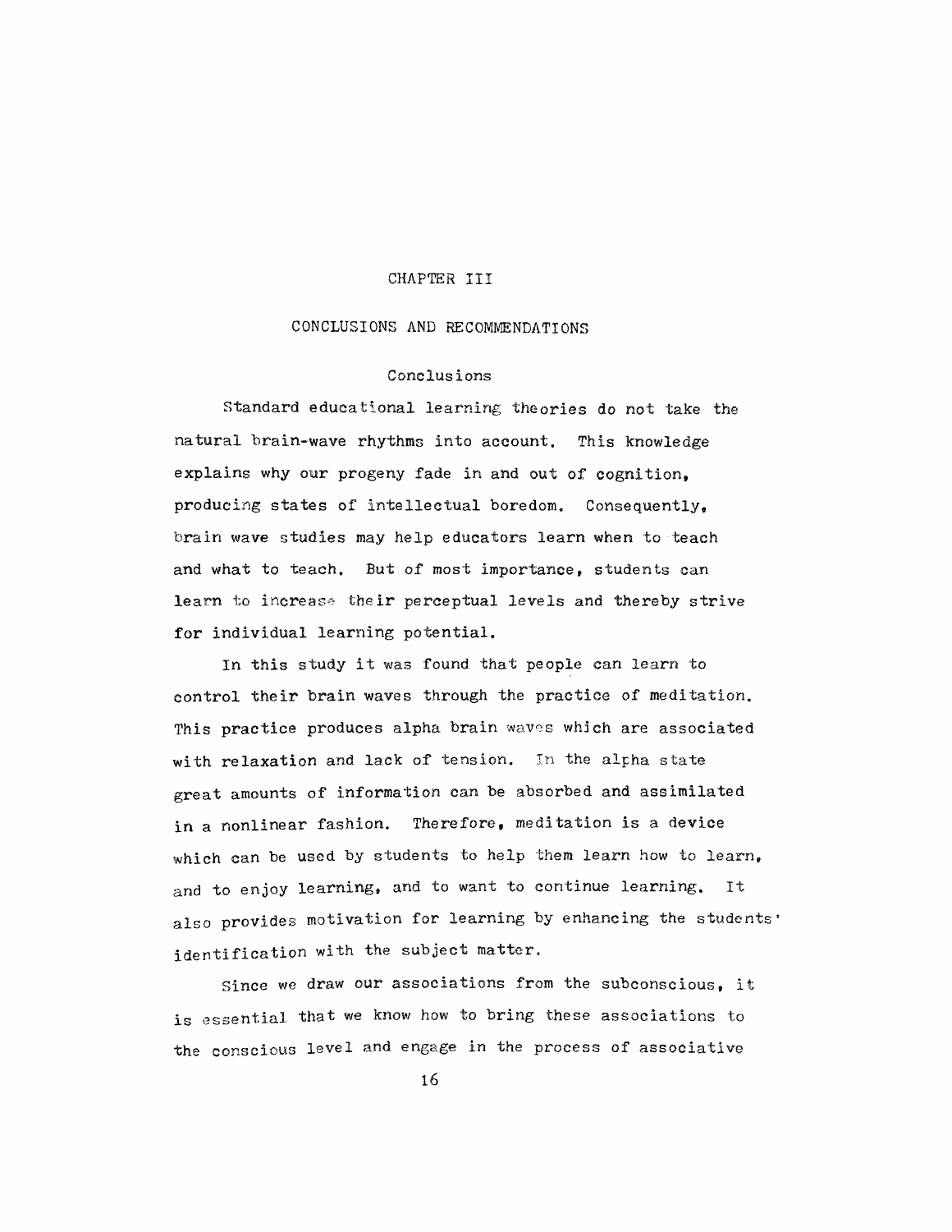# CHAPTER III

## CONCLUSIONS AND RECOMMENDATIONS

### Conclusions

Standard educational learning theories do not take the natural brain-wave rhythms into account. This knowledge explains why our progeny fade in and out of cognition, producing states of intellectual boredom. Consequently, brain wave studies may help educators learn when to teach and what to teach. But of most importance, students can learn to increase their perceptual levels and thereby strive for individual learning potential.

In this study it was found that people can learn to control their brain waves through the practice of meditation. This practice produces alpha brain waves which are associated with relaxation and lack of tension. In the alpha state great amounts of information can be absorbed and assimilated in a nonlinear fashion. Therefore, meditation is a device which can be used by students to help them learn how to learn, and to enjoy learning, and to want to continue learning. It also provides motivation for learning by enhancing the students' identification with the subject matter.

Since we draw our associations from the subconscious, it is essential that we know how to bring these associations to the conscious level and engage in the process of associative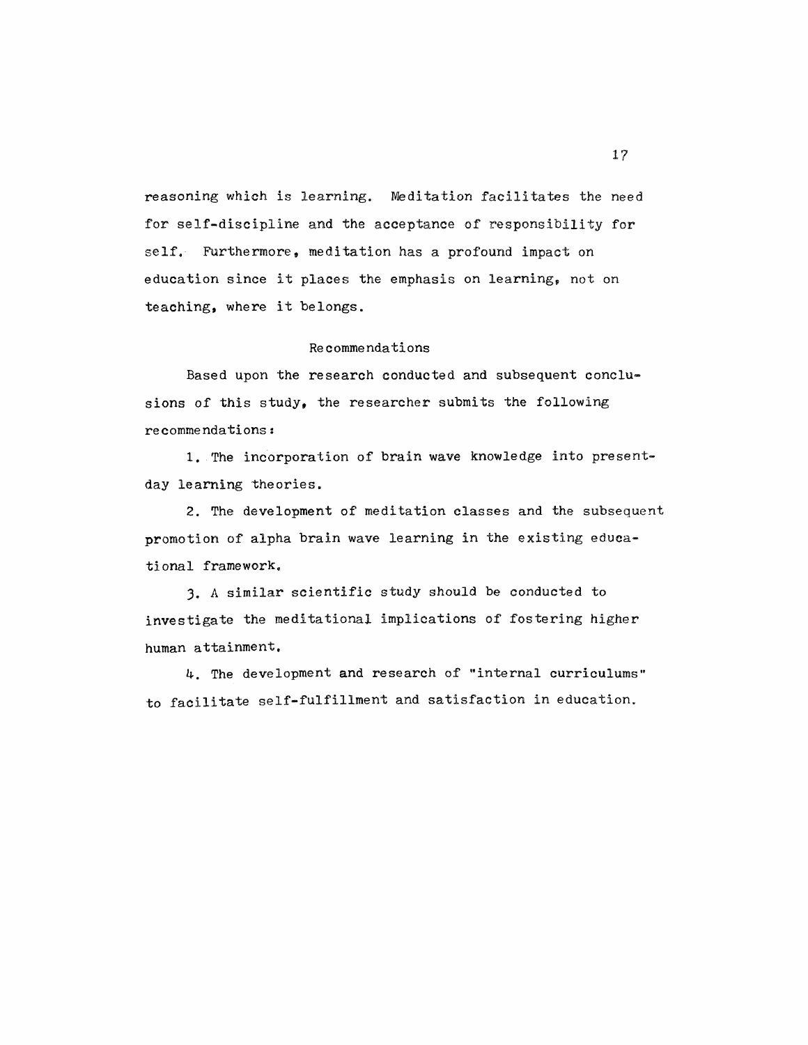reasoning which is learning. Meditation facilitates the need for self-discipline and the acceptance of responsibility for self. Furthermore, meditation has a profound impact on education since it places the emphasis on learning, not on teaching, where it belongs.

## Recommendations

Based upon the research conducted and subsequent conclusions of this study, the researcher submits the following recommendations:

1. The incorporation of brain wave knowledge into present-day learning theories.

2. The development of meditation classes and the subsequent promotion of alpha brain wave learning in the existing educational framework.

3. A similar scientific study should be conducted to investigate the meditational implications of fostering higher human attainment.

4. The development and research of "internal curriculums" to facilitate self-fulfillment and satisfaction in education.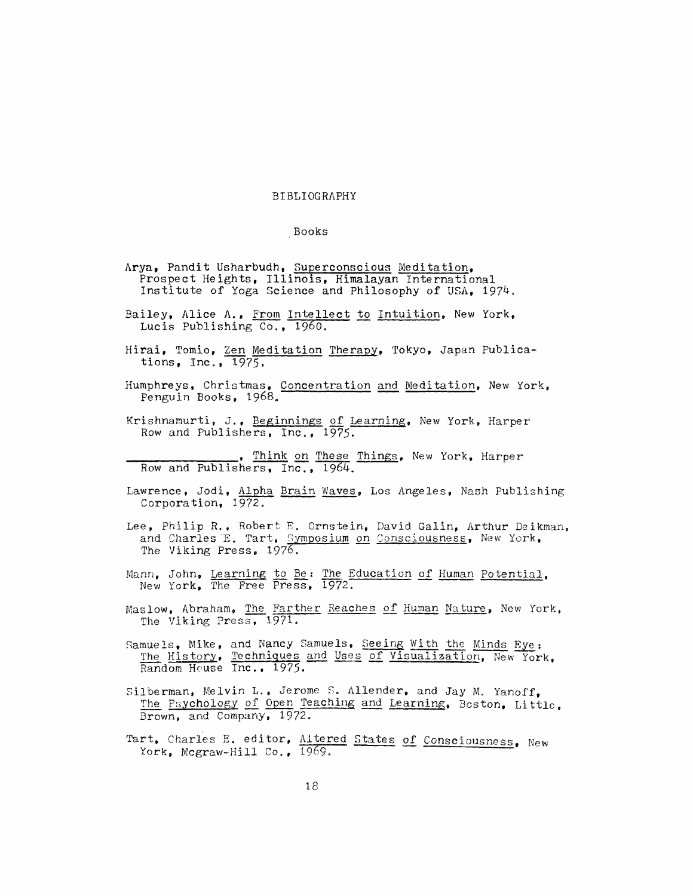# BIBLIOGRAPHY

## Books

Arya, Pandit Usharbudh, Superconscious Meditation, Prospect Heights, Illinois, Himalayan International Institute of Yoga Science and Philosophy of USA, 1974.

Bailey, Alice A., From Intellect to Intuition, New York, Lucis Publishing Co., 1960.

Hirai, Tomio, Zen Meditation Therapy, Tokyo, Japan Publications, Inc., 1975.

Humphreys, Christmas, Concentration and Meditation, New York, Penguin Books, 1968.

Krishnamurti, J., Beginnings of Learning, New York, Harper Row and Publishers, Inc., 1975.

_______________, Think on These Things, New York, Harper Row and Publishers, Inc., 1964.

Lawrence, Jodi, Alpha Brain Waves, Los Angeles, Nash Publishing Corporation, 1972.

Lee, Philip R., Robert E. Ornstein, David Galin, Arthur Deikman, and Charles E. Tart, Symposium on Consciousness, New York, The Viking Press, 1976.

Mann, John, Learning to Be: The Education of Human Potential, New York, The Free Press, 1972.

Maslow, Abraham, The Farther Reaches of Human Nature, New York, The Viking Press, 1971.

Samuels, Mike, and Nancy Samuels, Seeing With the Minds Eye: The History, Techniques and Uses of Visualization, New York, Random House Inc., 1975.

Silberman, Melvin L., Jerome S. Allender, and Jay M. Yanoff, The Psychology of Open Teaching and Learning, Boston, Little, Brown, and Company, 1972.

Tart, Charles E. editor, Altered States of Consciousness, New York, Mcgraw-Hill Co., 1969.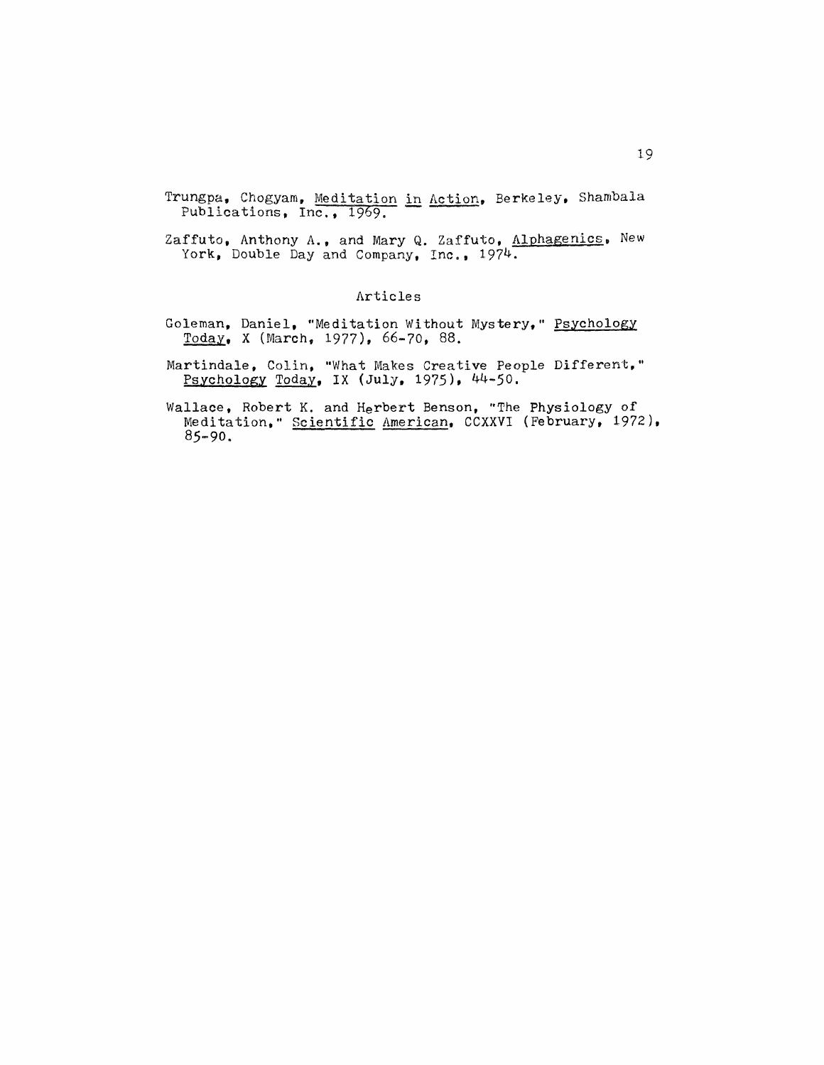Trungpa, Chogyam, <u>Meditation in Action</u>, Berkeley, Shambala Publications, Inc., 1969.

Zaffuto, Anthony A., and Mary Q. Zaffuto, <u>Alphagenics</u>, New York, Double Day and Company, Inc., 1974.

## Articles

Goleman, Daniel, "Meditation Without Mystery," <u>Psychology Today</u>, X (March, 1977), 66-70, 88.

Martindale, Colin, "What Makes Creative People Different," <u>Psychology Today</u>, IX (July, 1975), 44-50.

Wallace, Robert K. and Herbert Benson, "The Physiology of Meditation," <u>Scientific American</u>, CCXXVI (February, 1972), 85-90.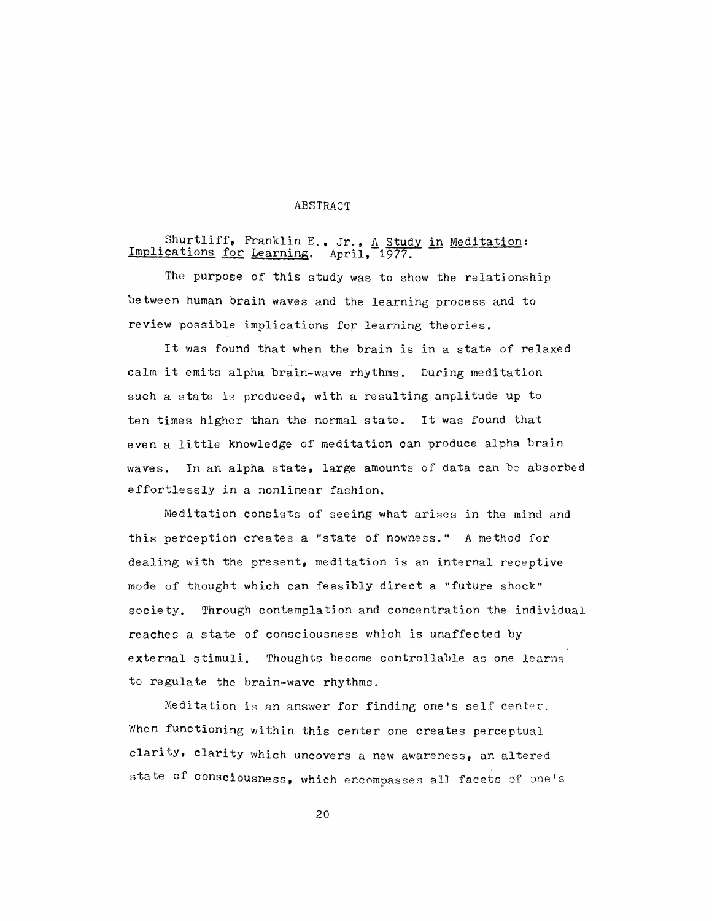# ABSTRACT

Shurtliff, Franklin E., Jr., A Study in Meditation: Implications for Learning. April, 1977.

The purpose of this study was to show the relationship between human brain waves and the learning process and to review possible implications for learning theories.

It was found that when the brain is in a state of relaxed calm it emits alpha brain-wave rhythms. During meditation such a state is produced, with a resulting amplitude up to ten times higher than the normal state. It was found that even a little knowledge of meditation can produce alpha brain waves. In an alpha state, large amounts of data can be absorbed effortlessly in a nonlinear fashion.

Meditation consists of seeing what arises in the mind and this perception creates a "state of nowness." A method for dealing with the present, meditation is an internal receptive mode of thought which can feasibly direct a "future shock" society. Through contemplation and concentration the individual reaches a state of consciousness which is unaffected by external stimuli. Thoughts become controllable as one learns to regulate the brain-wave rhythms.

Meditation is an answer for finding one's self center. When functioning within this center one creates perceptual clarity, clarity which uncovers a new awareness, an altered state of consciousness, which encompasses all facets of one's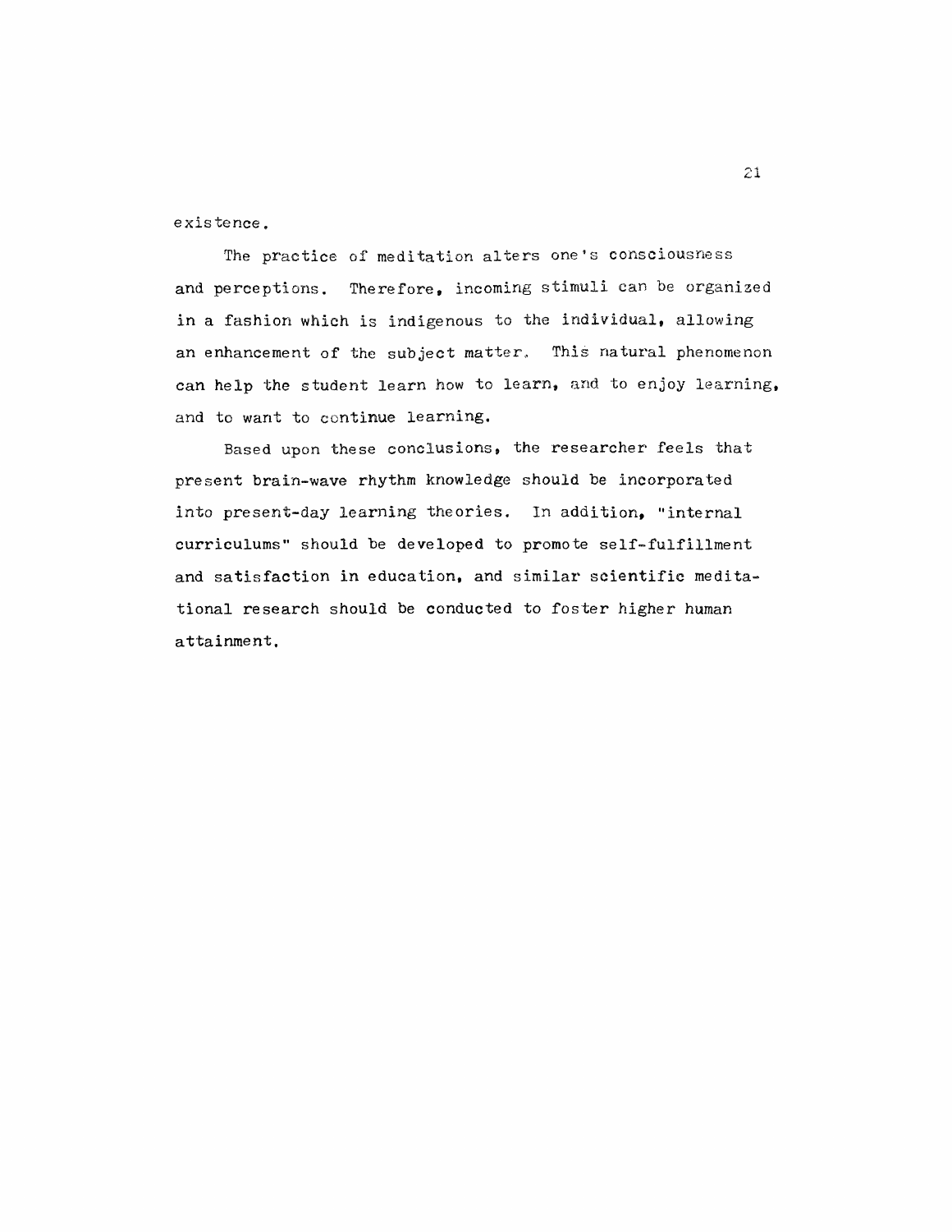existence.

The practice of meditation alters one's consciousness and perceptions. Therefore, incoming stimuli can be organized in a fashion which is indigenous to the individual, allowing an enhancement of the subject matter. This natural phenomenon can help the student learn how to learn, and to enjoy learning, and to want to continue learning.

Based upon these conclusions, the researcher feels that present brain-wave rhythm knowledge should be incorporated into present-day learning theories. In addition, "internal curriculums" should be developed to promote self-fulfillment and satisfaction in education, and similar scientific meditational research should be conducted to foster higher human attainment.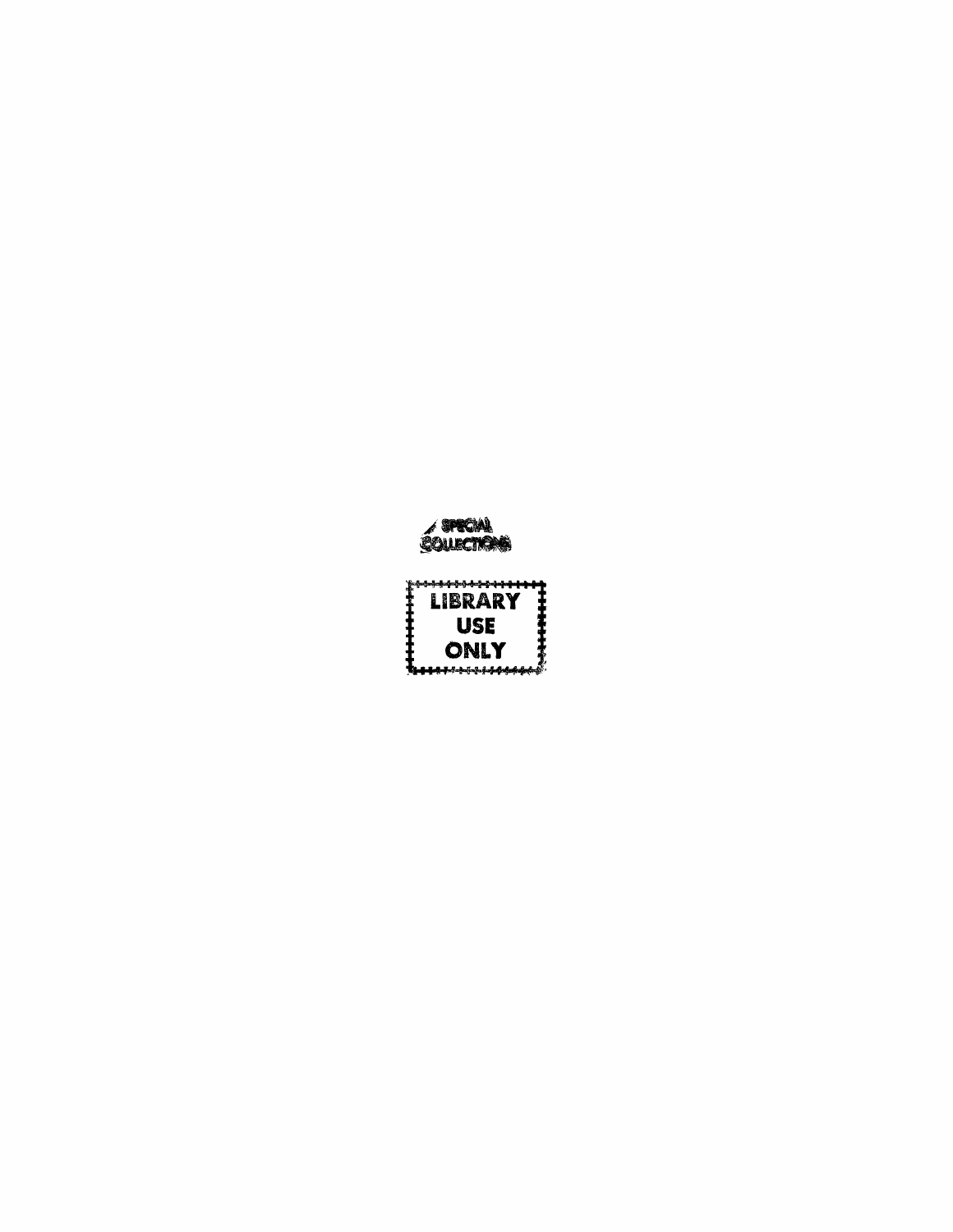SPECIAL COLLECTIONS

LIBRARY USE ONLY